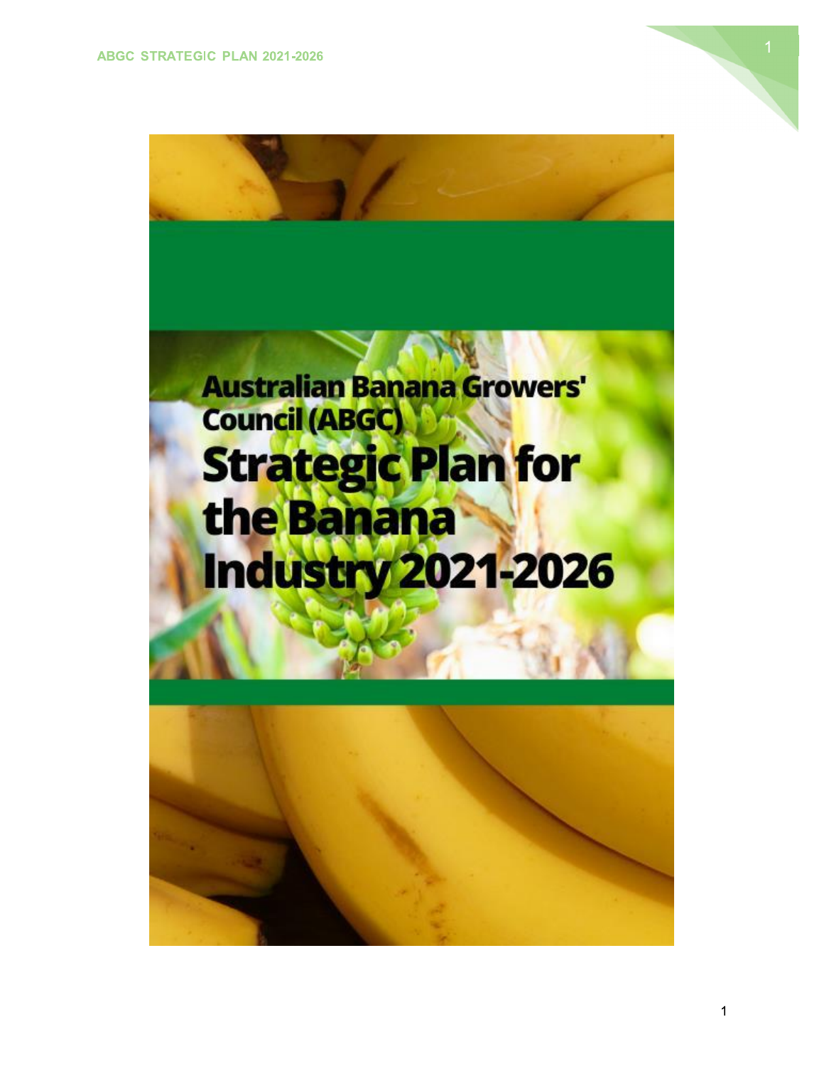# Australian Banana Growers' Council (ABGC)

# Strategic Plan for the Banana Industry 2021-2026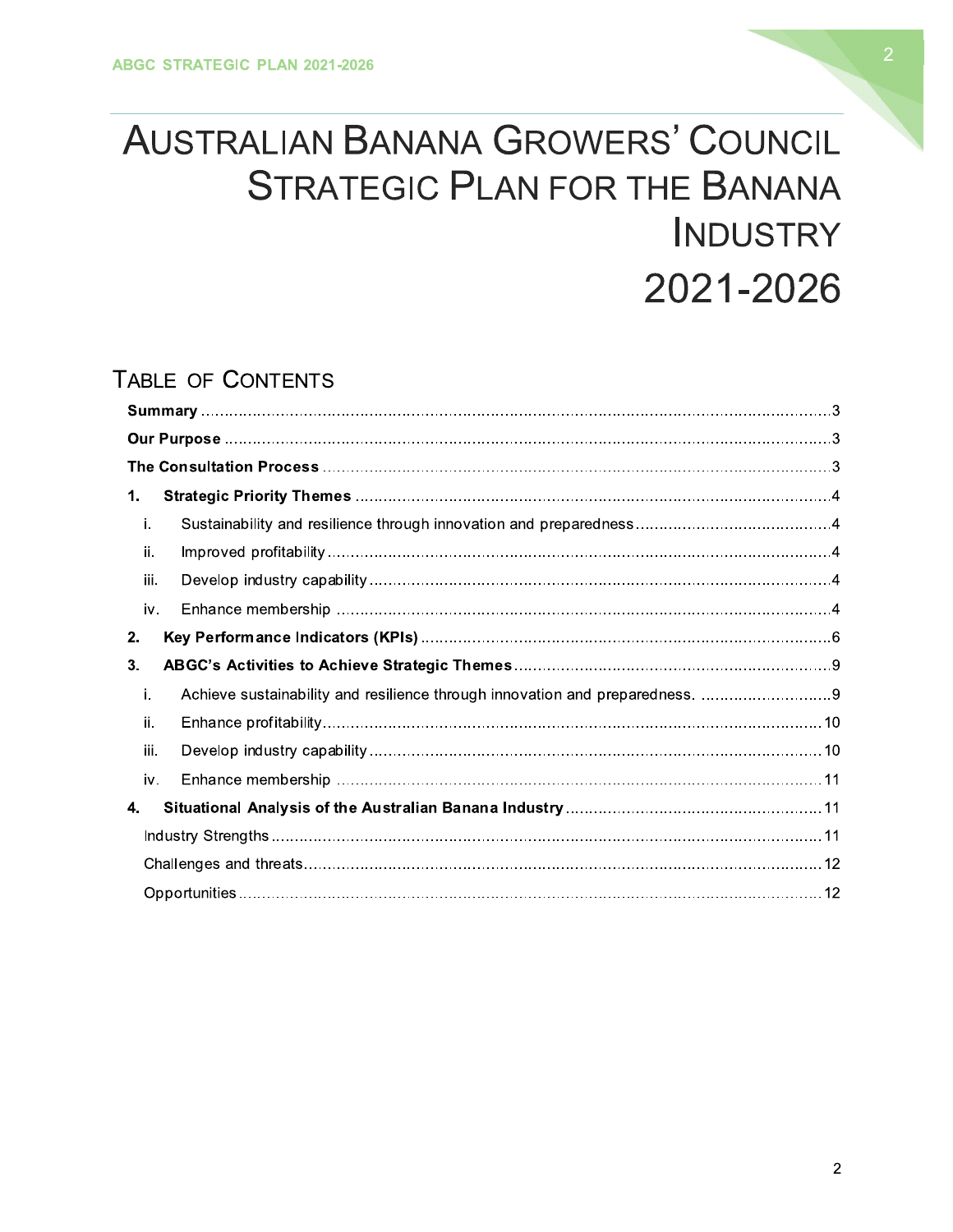# Australian Banana Growers' Council Strategic Plan for the Banana Industry 2021-2026

## Table of Contents

**Summary** .......... 3

**Our Purpose** .......... 3

**The Consultation Process** .......... 3

**1. Strategic Priority Themes** .......... 4

- i. Sustainability and resilience through innovation and preparedness .......... 4
- ii. Improved profitability .......... 4
- iii. Develop industry capability .......... 4
- iv. Enhance membership .......... 4

**2. Key Performance Indicators (KPIs)** .......... 6

**3. ABGC's Activities to Achieve Strategic Themes** .......... 9

- i. Achieve sustainability and resilience through innovation and preparedness. .......... 9
- ii. Enhance profitability .......... 10
- iii. Develop industry capability .......... 10
- iv. Enhance membership .......... 11

**4. Situational Analysis of the Australian Banana Industry** .......... 11

- Industry Strengths .......... 11
- Challenges and threats .......... 12
- Opportunities .......... 12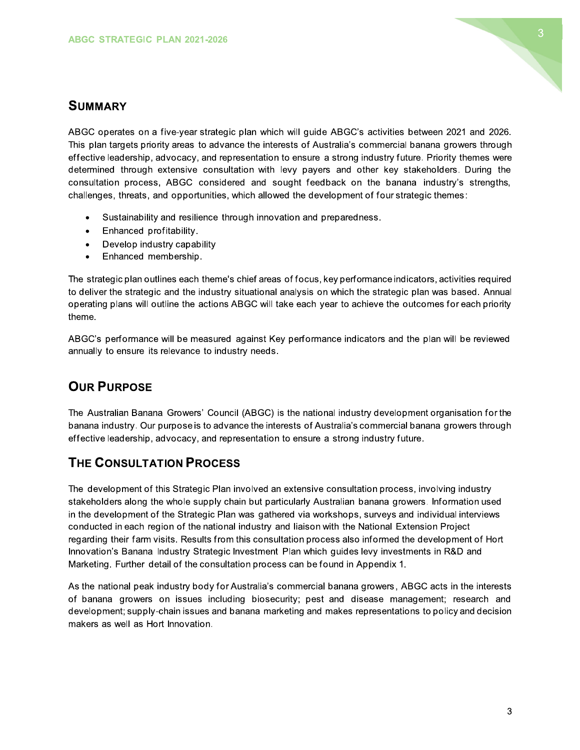## Summary

ABGC operates on a five-year strategic plan which will guide ABGC's activities between 2021 and 2026. This plan targets priority areas to advance the interests of Australia's commercial banana growers through effective leadership, advocacy, and representation to ensure a strong industry future. Priority themes were determined through extensive consultation with levy payers and other key stakeholders. During the consultation process, ABGC considered and sought feedback on the banana industry's strengths, challenges, threats, and opportunities, which allowed the development of four strategic themes:

- Sustainability and resilience through innovation and preparedness.
- Enhanced profitability.
- Develop industry capability
- Enhanced membership.

The strategic plan outlines each theme's chief areas of focus, key performance indicators, activities required to deliver the strategic and the industry situational analysis on which the strategic plan was based. Annual operating plans will outline the actions ABGC will take each year to achieve the outcomes for each priority theme.

ABGC's performance will be measured against Key performance indicators and the plan will be reviewed annually to ensure its relevance to industry needs.

## Our Purpose

The Australian Banana Growers' Council (ABGC) is the national industry development organisation for the banana industry. Our purpose is to advance the interests of Australia's commercial banana growers through effective leadership, advocacy, and representation to ensure a strong industry future.

## The Consultation Process

The development of this Strategic Plan involved an extensive consultation process, involving industry stakeholders along the whole supply chain but particularly Australian banana growers. Information used in the development of the Strategic Plan was gathered via workshops, surveys and individual interviews conducted in each region of the national industry and liaison with the National Extension Project regarding their farm visits. Results from this consultation process also informed the development of Hort Innovation's Banana Industry Strategic Investment Plan which guides levy investments in R&D and Marketing. Further detail of the consultation process can be found in Appendix 1.

As the national peak industry body for Australia's commercial banana growers, ABGC acts in the interests of banana growers on issues including biosecurity; pest and disease management; research and development; supply-chain issues and banana marketing and makes representations to policy and decision makers as well as Hort Innovation.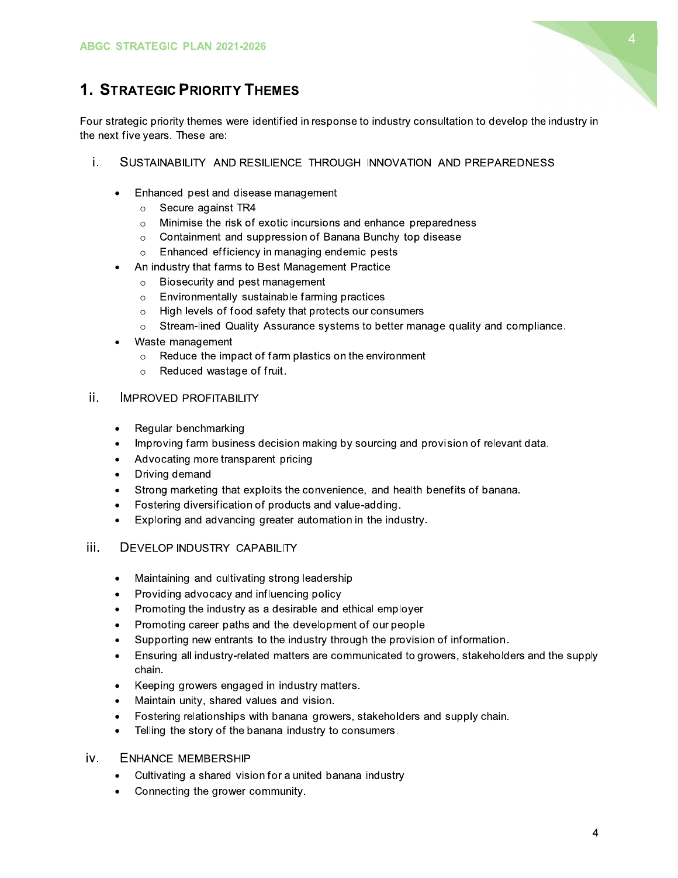# 1. Strategic Priority Themes

Four strategic priority themes were identified in response to industry consultation to develop the industry in the next five years. These are:

## i. Sustainability and Resilience through Innovation and Preparedness

- Enhanced pest and disease management
  - Secure against TR4
  - Minimise the risk of exotic incursions and enhance preparedness
  - Containment and suppression of Banana Bunchy top disease
  - Enhanced efficiency in managing endemic pests
- An industry that farms to Best Management Practice
  - Biosecurity and pest management
  - Environmentally sustainable farming practices
  - High levels of food safety that protects our consumers
  - Stream-lined Quality Assurance systems to better manage quality and compliance.
- Waste management
  - Reduce the impact of farm plastics on the environment
  - Reduced wastage of fruit.

## ii. Improved Profitability

- Regular benchmarking
- Improving farm business decision making by sourcing and provision of relevant data.
- Advocating more transparent pricing
- Driving demand
- Strong marketing that exploits the convenience, and health benefits of banana.
- Fostering diversification of products and value-adding.
- Exploring and advancing greater automation in the industry.

## iii. Develop Industry Capability

- Maintaining and cultivating strong leadership
- Providing advocacy and influencing policy
- Promoting the industry as a desirable and ethical employer
- Promoting career paths and the development of our people
- Supporting new entrants to the industry through the provision of information.
- Ensuring all industry-related matters are communicated to growers, stakeholders and the supply chain.
- Keeping growers engaged in industry matters.
- Maintain unity, shared values and vision.
- Fostering relationships with banana growers, stakeholders and supply chain.
- Telling the story of the banana industry to consumers.

## iv. Enhance Membership

- Cultivating a shared vision for a united banana industry
- Connecting the grower community.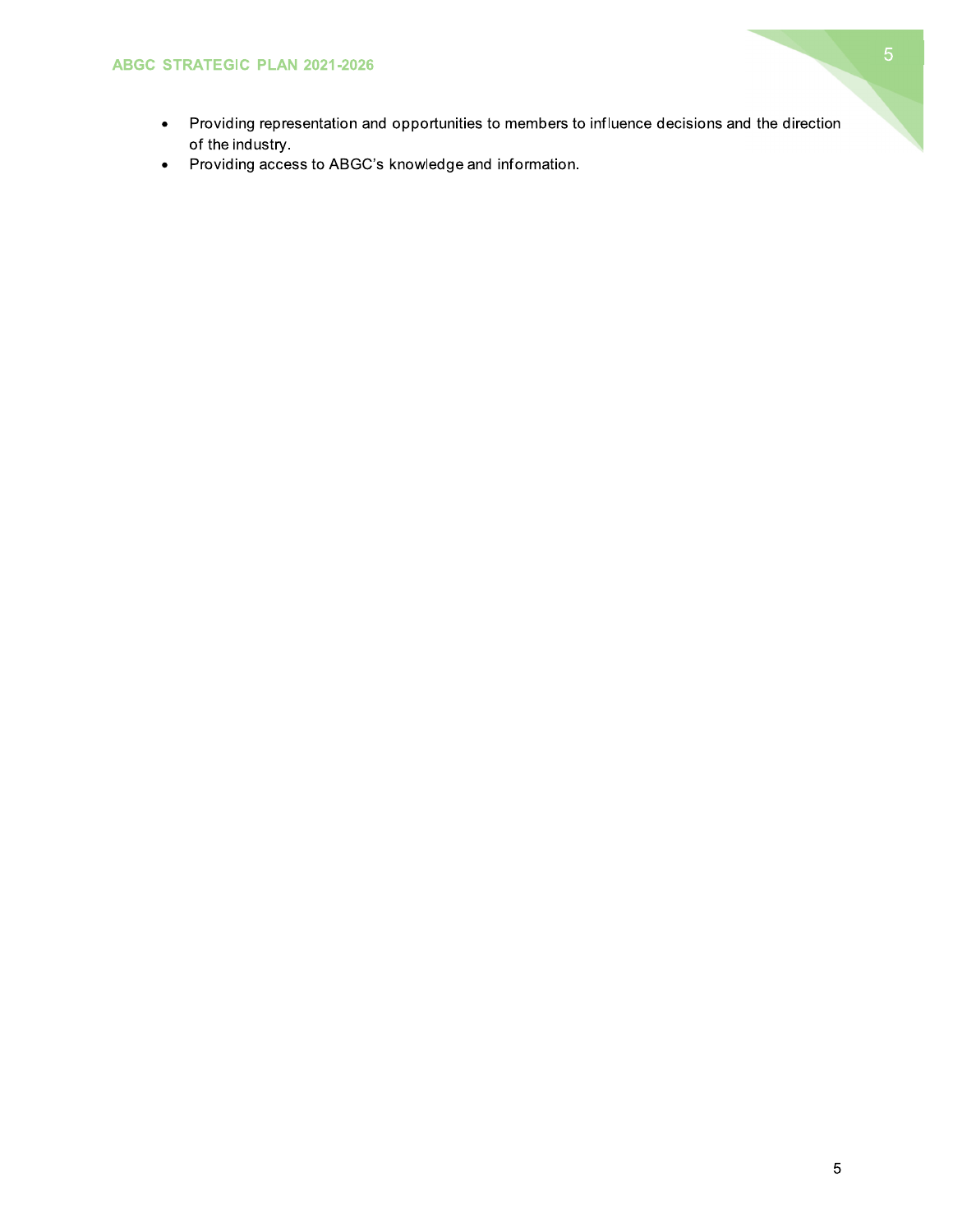- Providing representation and opportunities to members to influence decisions and the direction of the industry.
- Providing access to ABGC's knowledge and information.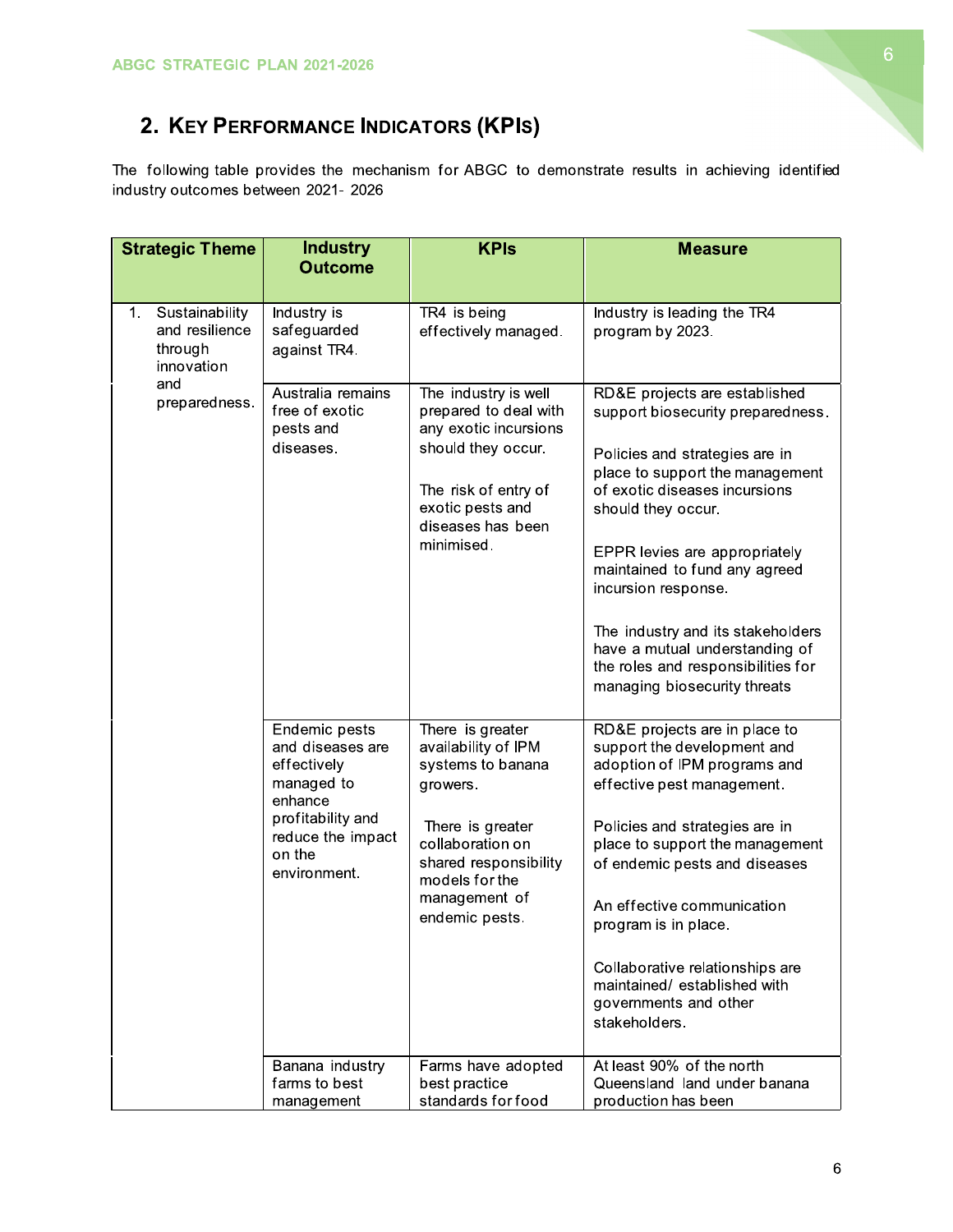## 2. Key Performance Indicators (KPIs)

The following table provides the mechanism for ABGC to demonstrate results in achieving identified industry outcomes between 2021- 2026

| Strategic Theme | Industry Outcome | KPIs | Measure |
|---|---|---|---|
| 1. Sustainability and resilience through innovation and preparedness. | Industry is safeguarded against TR4. | TR4 is being effectively managed. | Industry is leading the TR4 program by 2023. |
| | Australia remains free of exotic pests and diseases. | The industry is well prepared to deal with any exotic incursions should they occur.<br><br>The risk of entry of exotic pests and diseases has been minimised. | RD&E projects are established support biosecurity preparedness.<br><br>Policies and strategies are in place to support the management of exotic diseases incursions should they occur.<br><br>EPPR levies are appropriately maintained to fund any agreed incursion response.<br><br>The industry and its stakeholders have a mutual understanding of the roles and responsibilities for managing biosecurity threats |
| | Endemic pests and diseases are effectively managed to enhance profitability and reduce the impact on the environment. | There is greater availability of IPM systems to banana growers.<br><br>There is greater collaboration on shared responsibility models for the management of endemic pests. | RD&E projects are in place to support the development and adoption of IPM programs and effective pest management.<br><br>Policies and strategies are in place to support the management of endemic pests and diseases<br><br>An effective communication program is in place.<br><br>Collaborative relationships are maintained/ established with governments and other stakeholders. |
| | Banana industry farms to best management | Farms have adopted best practice standards for food | At least 90% of the north Queensland land under banana production has been |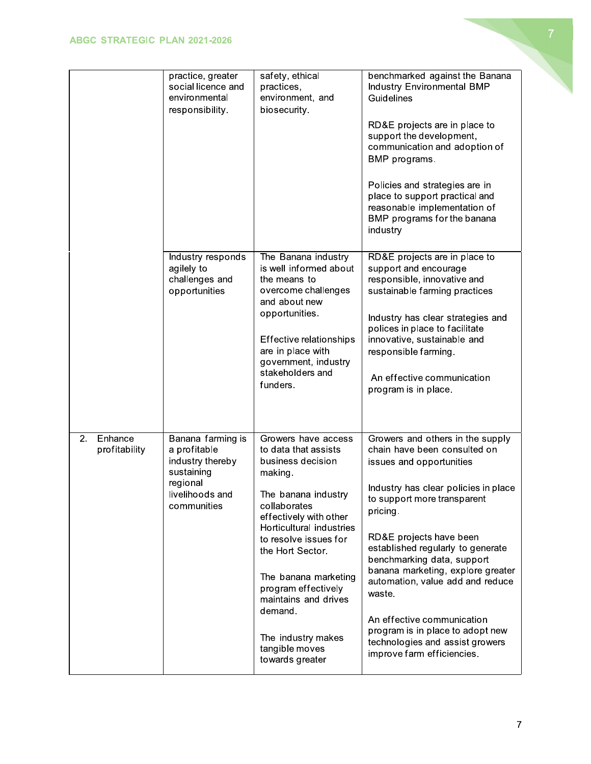| | | | |
|---|---|---|---|
| | practice, greater social licence and environmental responsibility. | safety, ethical practices, environment, and biosecurity. | benchmarked against the Banana Industry Environmental BMP Guidelines<br><br>RD&E projects are in place to support the development, communication and adoption of BMP programs.<br><br>Policies and strategies are in place to support practical and reasonable implementation of BMP programs for the banana industry |
| | Industry responds agilely to challenges and opportunities | The Banana industry is well informed about the means to overcome challenges and about new opportunities.<br><br>Effective relationships are in place with government, industry stakeholders and funders. | RD&E projects are in place to support and encourage responsible, innovative and sustainable farming practices<br><br>Industry has clear strategies and polices in place to facilitate innovative, sustainable and responsible farming.<br><br>An effective communication program is in place. |
| 2. Enhance profitability | Banana farming is a profitable industry thereby sustaining regional livelihoods and communities | Growers have access to data that assists business decision making.<br><br>The banana industry collaborates effectively with other Horticultural industries to resolve issues for the Hort Sector.<br><br>The banana marketing program effectively maintains and drives demand.<br><br>The industry makes tangible moves towards greater | Growers and others in the supply chain have been consulted on issues and opportunities<br><br>Industry has clear policies in place to support more transparent pricing.<br><br>RD&E projects have been established regularly to generate benchmarking data, support banana marketing, explore greater automation, value add and reduce waste.<br><br>An effective communication program is in place to adopt new technologies and assist growers improve farm efficiencies. |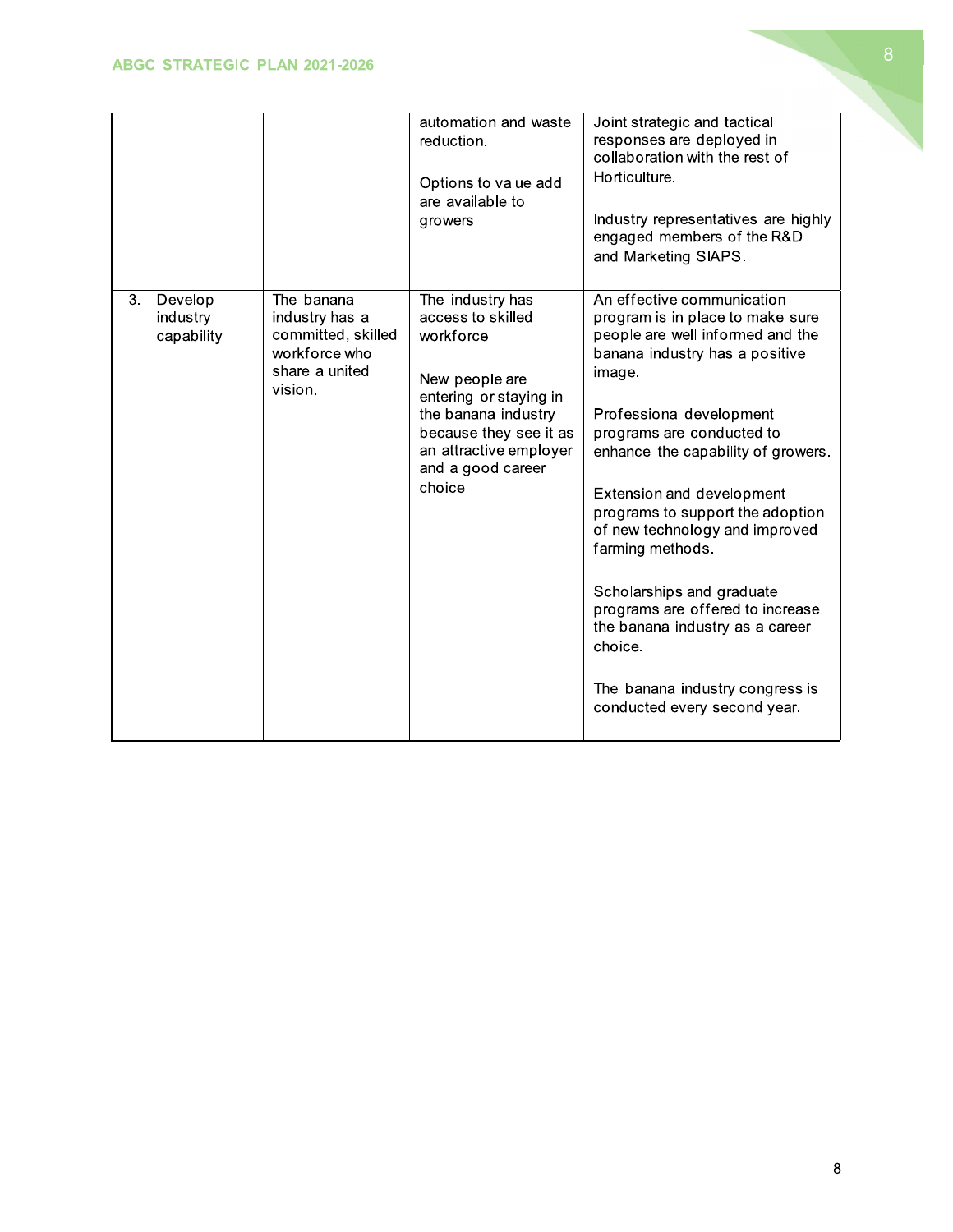|  |  |  |  |
|---|---|---|---|
|  |  | automation and waste reduction.<br><br>Options to value add are available to growers | Joint strategic and tactical responses are deployed in collaboration with the rest of Horticulture.<br><br>Industry representatives are highly engaged members of the R&D and Marketing SIAPS. |
| 3. Develop industry capability | The banana industry has a committed, skilled workforce who share a united vision. | The industry has access to skilled workforce<br><br>New people are entering or staying in the banana industry because they see it as an attractive employer and a good career choice | An effective communication program is in place to make sure people are well informed and the banana industry has a positive image.<br><br>Professional development programs are conducted to enhance the capability of growers.<br><br>Extension and development programs to support the adoption of new technology and improved farming methods.<br><br>Scholarships and graduate programs are offered to increase the banana industry as a career choice.<br><br>The banana industry congress is conducted every second year. |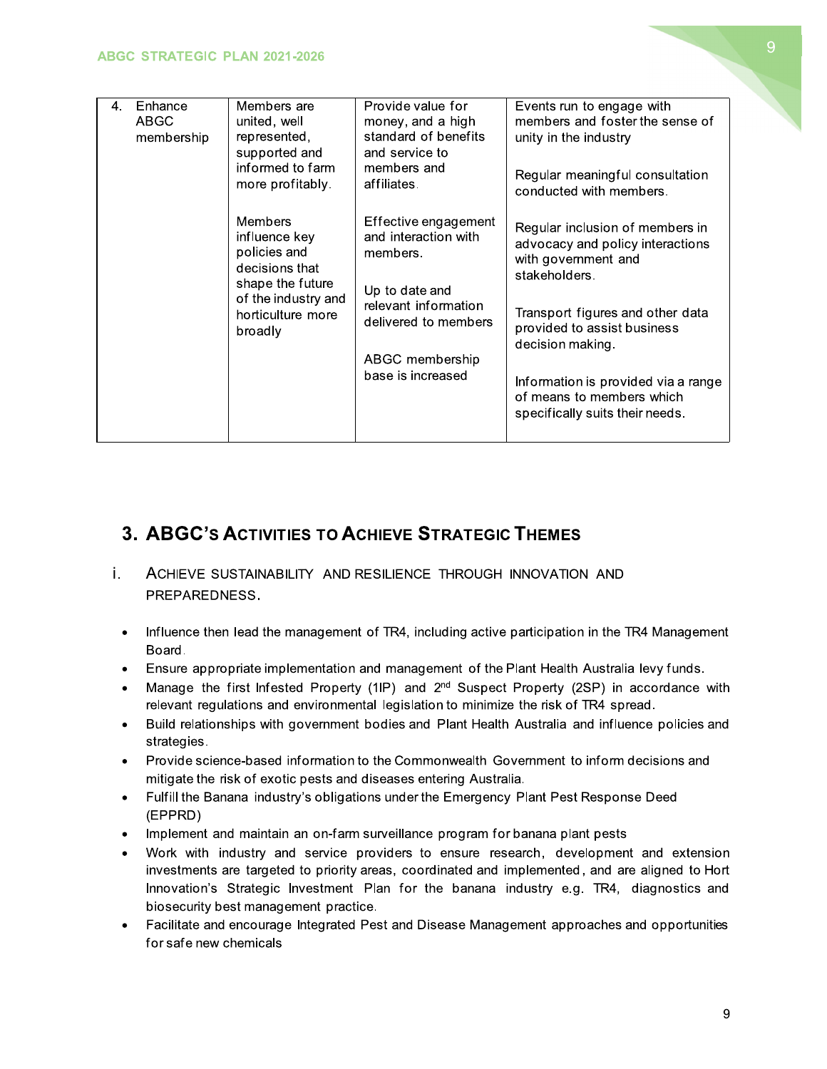| 4. Enhance ABGC membership | Members are united, well represented, supported and informed to farm more profitably.<br><br>Members influence key policies and decisions that shape the future of the industry and horticulture more broadly | Provide value for money, and a high standard of benefits and service to members and affiliates.<br><br>Effective engagement and interaction with members.<br><br>Up to date and relevant information delivered to members<br><br>ABGC membership base is increased | Events run to engage with members and foster the sense of unity in the industry<br><br>Regular meaningful consultation conducted with members.<br><br>Regular inclusion of members in advocacy and policy interactions with government and stakeholders.<br><br>Transport figures and other data provided to assist business decision making.<br><br>Information is provided via a range of means to members which specifically suits their needs. |
|---|---|---|---|

# 3. ABGC's Activities to Achieve Strategic Themes

## i. Achieve sustainability and resilience through innovation and preparedness.

- Influence then lead the management of TR4, including active participation in the TR4 Management Board.
- Ensure appropriate implementation and management of the Plant Health Australia levy funds.
- Manage the first Infested Property (1IP) and 2nd Suspect Property (2SP) in accordance with relevant regulations and environmental legislation to minimize the risk of TR4 spread.
- Build relationships with government bodies and Plant Health Australia and influence policies and strategies.
- Provide science-based information to the Commonwealth Government to inform decisions and mitigate the risk of exotic pests and diseases entering Australia.
- Fulfill the Banana industry's obligations under the Emergency Plant Pest Response Deed (EPPRD)
- Implement and maintain an on-farm surveillance program for banana plant pests
- Work with industry and service providers to ensure research, development and extension investments are targeted to priority areas, coordinated and implemented, and are aligned to Hort Innovation's Strategic Investment Plan for the banana industry e.g. TR4, diagnostics and biosecurity best management practice.
- Facilitate and encourage Integrated Pest and Disease Management approaches and opportunities for safe new chemicals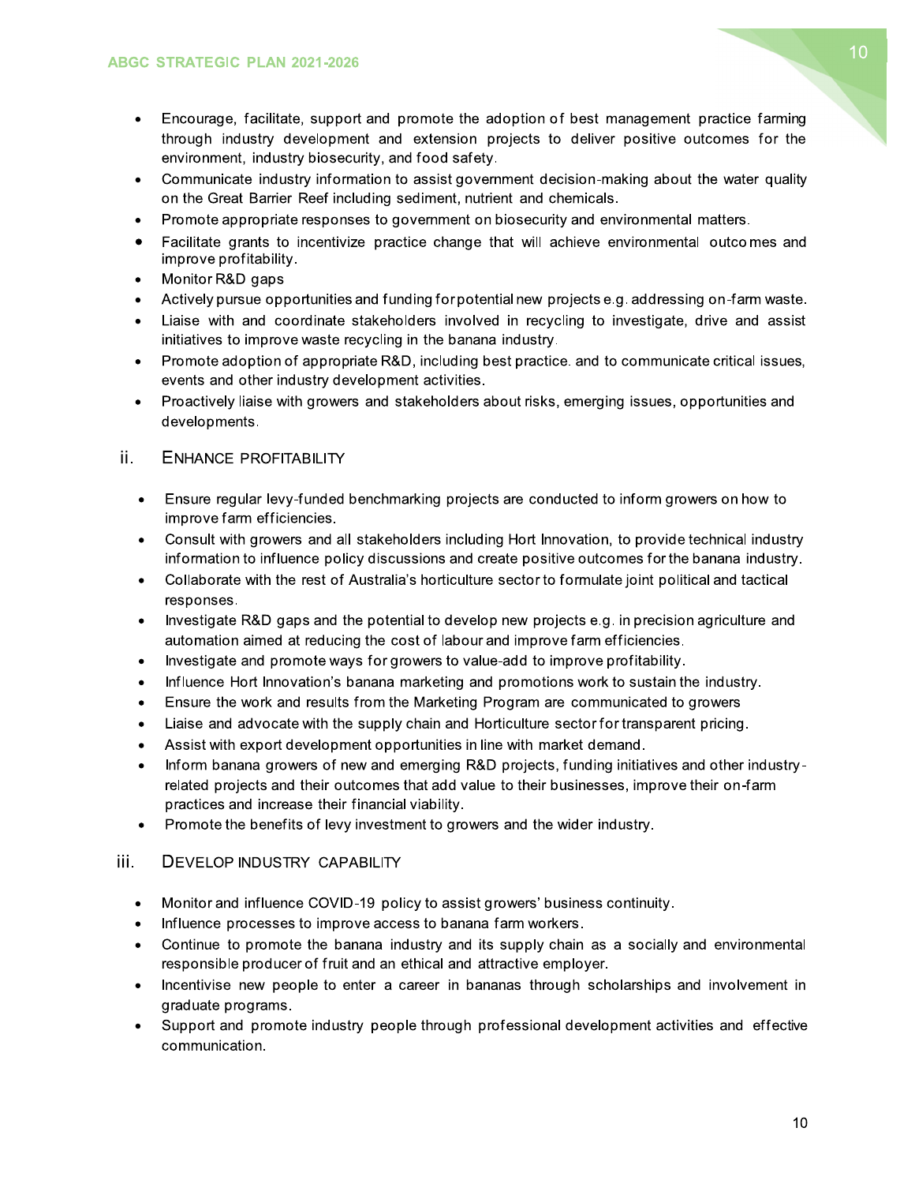- Encourage, facilitate, support and promote the adoption of best management practice farming through industry development and extension projects to deliver positive outcomes for the environment, industry biosecurity, and food safety.
- Communicate industry information to assist government decision-making about the water quality on the Great Barrier Reef including sediment, nutrient and chemicals.
- Promote appropriate responses to government on biosecurity and environmental matters.
- Facilitate grants to incentivize practice change that will achieve environmental outcomes and improve profitability.
- Monitor R&D gaps
- Actively pursue opportunities and funding for potential new projects e.g. addressing on-farm waste.
- Liaise with and coordinate stakeholders involved in recycling to investigate, drive and assist initiatives to improve waste recycling in the banana industry.
- Promote adoption of appropriate R&D, including best practice. and to communicate critical issues, events and other industry development activities.
- Proactively liaise with growers and stakeholders about risks, emerging issues, opportunities and developments.

### ii. Enhance Profitability

- Ensure regular levy-funded benchmarking projects are conducted to inform growers on how to improve farm efficiencies.
- Consult with growers and all stakeholders including Hort Innovation, to provide technical industry information to influence policy discussions and create positive outcomes for the banana industry.
- Collaborate with the rest of Australia's horticulture sector to formulate joint political and tactical responses.
- Investigate R&D gaps and the potential to develop new projects e.g. in precision agriculture and automation aimed at reducing the cost of labour and improve farm efficiencies.
- Investigate and promote ways for growers to value-add to improve profitability.
- Influence Hort Innovation's banana marketing and promotions work to sustain the industry.
- Ensure the work and results from the Marketing Program are communicated to growers
- Liaise and advocate with the supply chain and Horticulture sector for transparent pricing.
- Assist with export development opportunities in line with market demand.
- Inform banana growers of new and emerging R&D projects, funding initiatives and other industry-related projects and their outcomes that add value to their businesses, improve their on-farm practices and increase their financial viability.
- Promote the benefits of levy investment to growers and the wider industry.

### iii. Develop Industry Capability

- Monitor and influence COVID-19 policy to assist growers' business continuity.
- Influence processes to improve access to banana farm workers.
- Continue to promote the banana industry and its supply chain as a socially and environmental responsible producer of fruit and an ethical and attractive employer.
- Incentivise new people to enter a career in bananas through scholarships and involvement in graduate programs.
- Support and promote industry people through professional development activities and effective communication.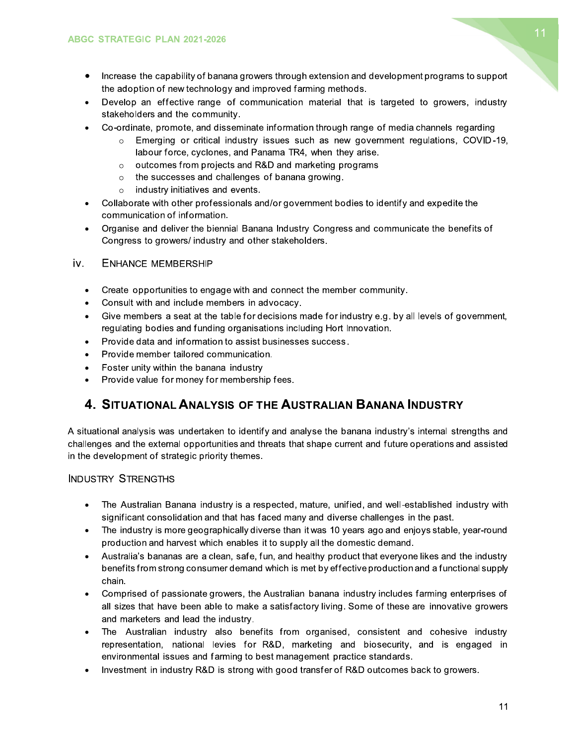- Increase the capability of banana growers through extension and development programs to support the adoption of new technology and improved farming methods.
- Develop an effective range of communication material that is targeted to growers, industry stakeholders and the community.
- Co-ordinate, promote, and disseminate information through range of media channels regarding
  - Emerging or critical industry issues such as new government regulations, COVID-19, labour force, cyclones, and Panama TR4, when they arise.
  - outcomes from projects and R&D and marketing programs
  - the successes and challenges of banana growing.
  - industry initiatives and events.
- Collaborate with other professionals and/or government bodies to identify and expedite the communication of information.
- Organise and deliver the biennial Banana Industry Congress and communicate the benefits of Congress to growers/ industry and other stakeholders.

### iv. Enhance Membership

- Create opportunities to engage with and connect the member community.
- Consult with and include members in advocacy.
- Give members a seat at the table for decisions made for industry e.g. by all levels of government, regulating bodies and funding organisations including Hort Innovation.
- Provide data and information to assist businesses success.
- Provide member tailored communication.
- Foster unity within the banana industry
- Provide value for money for membership fees.

## 4. Situational Analysis of the Australian Banana Industry

A situational analysis was undertaken to identify and analyse the banana industry's internal strengths and challenges and the external opportunities and threats that shape current and future operations and assisted in the development of strategic priority themes.

### Industry Strengths

- The Australian Banana industry is a respected, mature, unified, and well-established industry with significant consolidation and that has faced many and diverse challenges in the past.
- The industry is more geographically diverse than it was 10 years ago and enjoys stable, year-round production and harvest which enables it to supply all the domestic demand.
- Australia's bananas are a clean, safe, fun, and healthy product that everyone likes and the industry benefits from strong consumer demand which is met by effective production and a functional supply chain.
- Comprised of passionate growers, the Australian banana industry includes farming enterprises of all sizes that have been able to make a satisfactory living. Some of these are innovative growers and marketers and lead the industry.
- The Australian industry also benefits from organised, consistent and cohesive industry representation, national levies for R&D, marketing and biosecurity, and is engaged in environmental issues and farming to best management practice standards.
- Investment in industry R&D is strong with good transfer of R&D outcomes back to growers.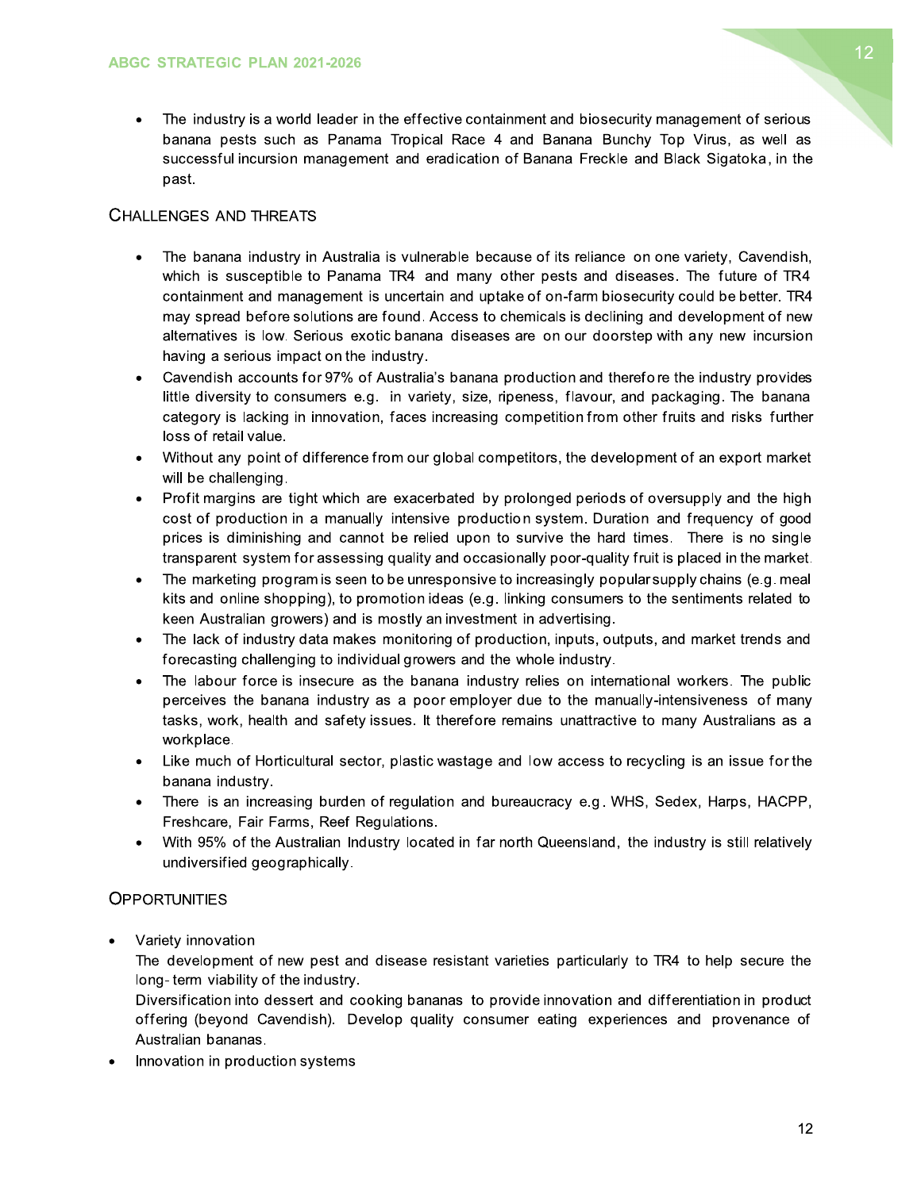- The industry is a world leader in the effective containment and biosecurity management of serious banana pests such as Panama Tropical Race 4 and Banana Bunchy Top Virus, as well as successful incursion management and eradication of Banana Freckle and Black Sigatoka, in the past.

## Challenges and Threats

- The banana industry in Australia is vulnerable because of its reliance on one variety, Cavendish, which is susceptible to Panama TR4 and many other pests and diseases. The future of TR4 containment and management is uncertain and uptake of on-farm biosecurity could be better. TR4 may spread before solutions are found. Access to chemicals is declining and development of new alternatives is low. Serious exotic banana diseases are on our doorstep with any new incursion having a serious impact on the industry.
- Cavendish accounts for 97% of Australia's banana production and therefore the industry provides little diversity to consumers e.g. in variety, size, ripeness, flavour, and packaging. The banana category is lacking in innovation, faces increasing competition from other fruits and risks further loss of retail value.
- Without any point of difference from our global competitors, the development of an export market will be challenging.
- Profit margins are tight which are exacerbated by prolonged periods of oversupply and the high cost of production in a manually intensive production system. Duration and frequency of good prices is diminishing and cannot be relied upon to survive the hard times. There is no single transparent system for assessing quality and occasionally poor-quality fruit is placed in the market.
- The marketing program is seen to be unresponsive to increasingly popular supply chains (e.g. meal kits and online shopping), to promotion ideas (e.g. linking consumers to the sentiments related to keen Australian growers) and is mostly an investment in advertising.
- The lack of industry data makes monitoring of production, inputs, outputs, and market trends and forecasting challenging to individual growers and the whole industry.
- The labour force is insecure as the banana industry relies on international workers. The public perceives the banana industry as a poor employer due to the manually-intensiveness of many tasks, work, health and safety issues. It therefore remains unattractive to many Australians as a workplace.
- Like much of Horticultural sector, plastic wastage and low access to recycling is an issue for the banana industry.
- There is an increasing burden of regulation and bureaucracy e.g. WHS, Sedex, Harps, HACPP, Freshcare, Fair Farms, Reef Regulations.
- With 95% of the Australian Industry located in far north Queensland, the industry is still relatively undiversified geographically.

## Opportunities

- Variety innovation

  The development of new pest and disease resistant varieties particularly to TR4 to help secure the long- term viability of the industry.

  Diversification into dessert and cooking bananas to provide innovation and differentiation in product offering (beyond Cavendish). Develop quality consumer eating experiences and provenance of Australian bananas.
- Innovation in production systems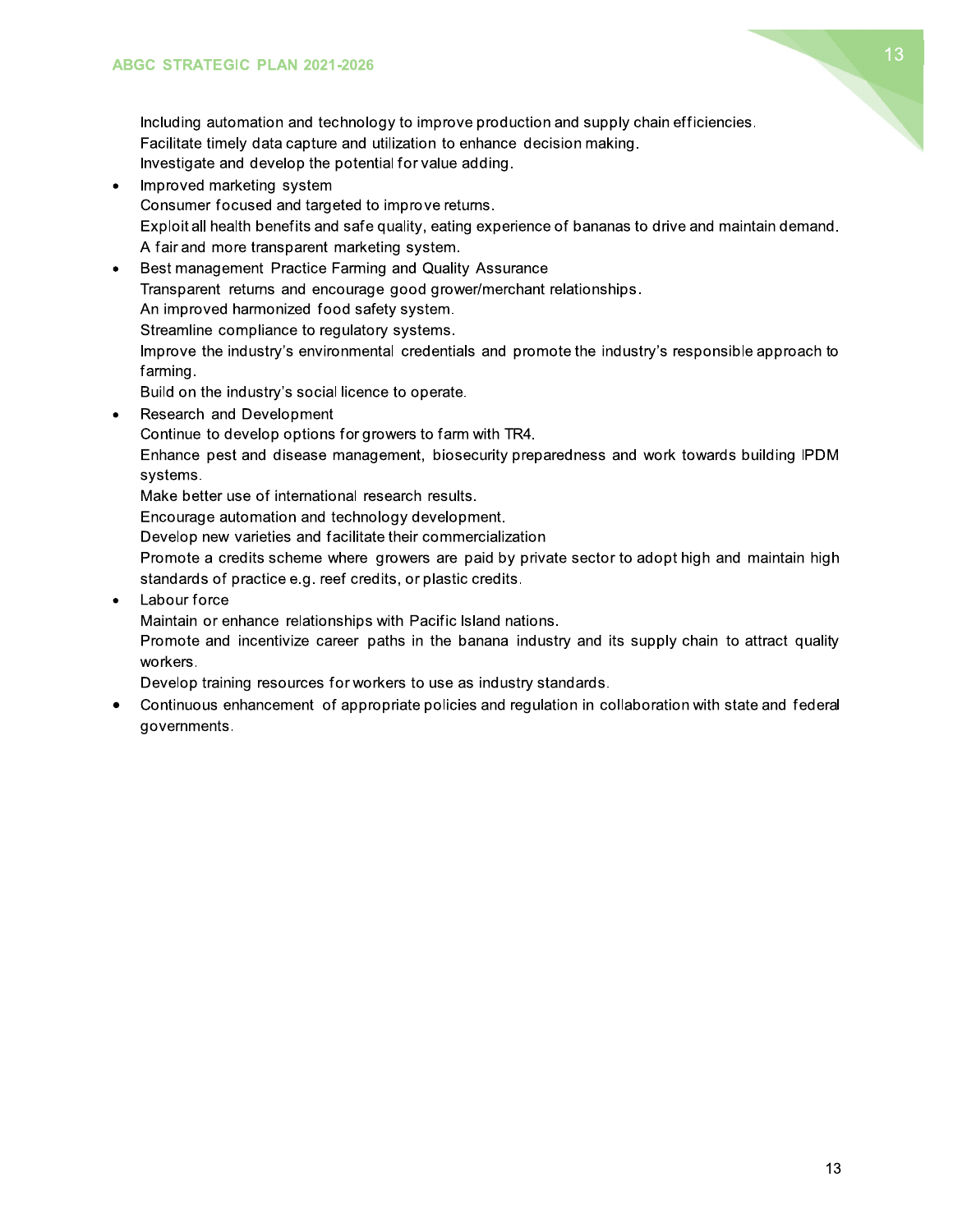Including automation and technology to improve production and supply chain efficiencies.
Facilitate timely data capture and utilization to enhance decision making.
Investigate and develop the potential for value adding.

- Improved marketing system
  Consumer focused and targeted to improve returns.
  Exploit all health benefits and safe quality, eating experience of bananas to drive and maintain demand.
  A fair and more transparent marketing system.
- Best management Practice Farming and Quality Assurance
  Transparent returns and encourage good grower/merchant relationships.
  An improved harmonized food safety system.
  Streamline compliance to regulatory systems.
  Improve the industry's environmental credentials and promote the industry's responsible approach to farming.
  Build on the industry's social licence to operate.
- Research and Development
  Continue to develop options for growers to farm with TR4.
  Enhance pest and disease management, biosecurity preparedness and work towards building IPDM systems.
  Make better use of international research results.
  Encourage automation and technology development.
  Develop new varieties and facilitate their commercialization
  Promote a credits scheme where growers are paid by private sector to adopt high and maintain high standards of practice e.g. reef credits, or plastic credits.
- Labour force
  Maintain or enhance relationships with Pacific Island nations.
  Promote and incentivize career paths in the banana industry and its supply chain to attract quality workers.
  Develop training resources for workers to use as industry standards.
- Continuous enhancement of appropriate policies and regulation in collaboration with state and federal governments.